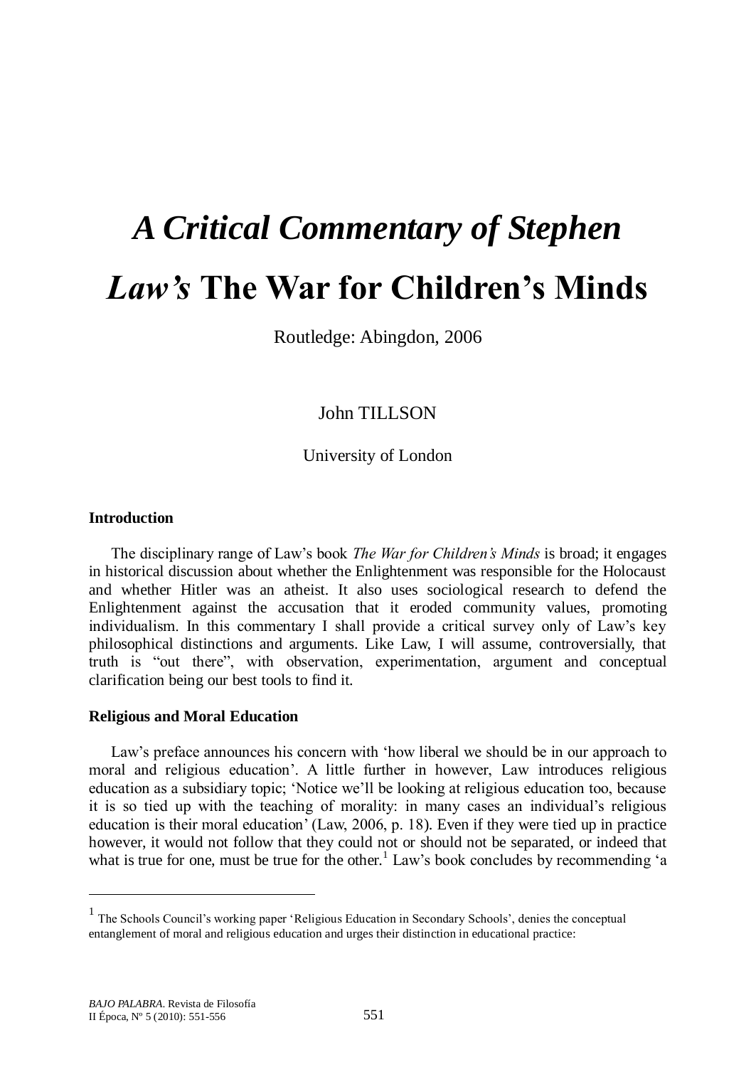# *A Critical Commentary of Stephen Law's* The War for Children's Minds

Routledge: Abingdon, 2006

John TILLSON

University of London

### Introduction

The disciplinary range of Law's book *The War for Children's Minds* is broad; it engages in historical discussion about whether the Enlightenment was responsible for the Holocaust and whether Hitler was an atheist. It also uses sociological research to defend the Enlightenment against the accusation that it eroded community values, promoting individualism. In this commentary I shall provide a critical survey only of Law's key philosophical distinctions and arguments. Like Law, I will assume, controversially, that truth is "out there", with observation, experimentation, argument and conceptual clarification being our best tools to find it.

### Religious and Moral Education

Law's preface announces his concern with 'how liberal we should be in our approach to moral and religious education'. A little further in however, Law introduces religious education as a subsidiary topic; 'Notice we'll be looking at religious education too, because it is so tied up with the teaching of morality: in many cases an individual's religious education is their moral education' (Law, 2006, p. 18). Even if they were tied up in practice however, it would not follow that they could not or should not be separated, or indeed that what is true for one, must be true for the other.[1] Law's book concludes by recommending 'a

[1] The Schools Council's working paper 'Religious Education in Secondary Schools', denies the conceptual entanglement of moral and religious education and urges their distinction in educational practice: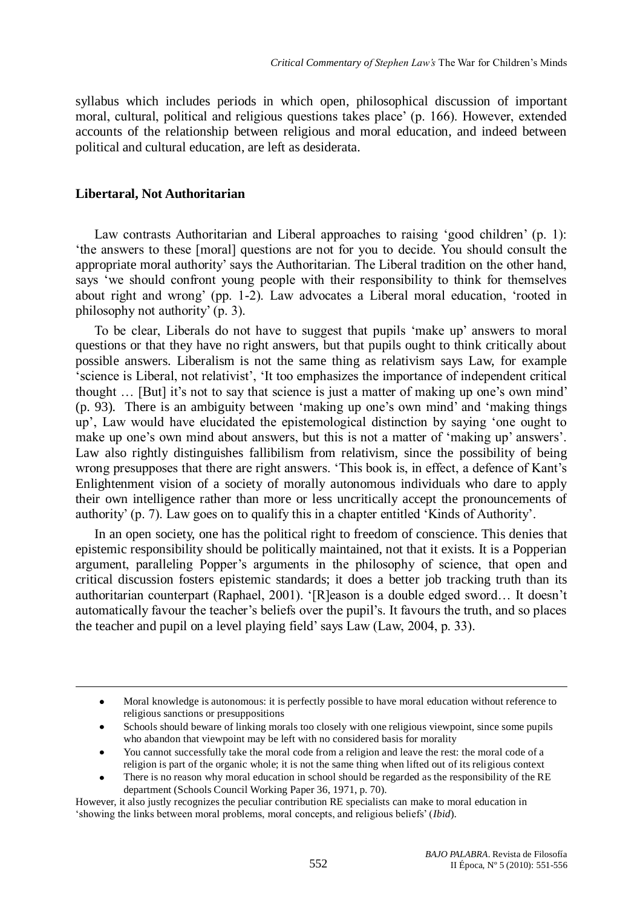syllabus which includes periods in which open, philosophical discussion of important moral, cultural, political and religious questions takes place' (p. 166). However, extended accounts of the relationship between religious and moral education, and indeed between political and cultural education, are left as desiderata.

## Libertaral, Not Authoritarian

Law contrasts Authoritarian and Liberal approaches to raising 'good children' (p. 1): 'the answers to these [moral] questions are not for you to decide. You should consult the appropriate moral authority' says the Authoritarian. The Liberal tradition on the other hand, says 'we should confront young people with their responsibility to think for themselves about right and wrong' (pp. 1-2). Law advocates a Liberal moral education, 'rooted in philosophy not authority' (p. 3).

To be clear, Liberals do not have to suggest that pupils 'make up' answers to moral questions or that they have no right answers, but that pupils ought to think critically about possible answers. Liberalism is not the same thing as relativism says Law, for example 'science is Liberal, not relativist', 'It too emphasizes the importance of independent critical thought … [But] it's not to say that science is just a matter of making up one's own mind' (p. 93). There is an ambiguity between 'making up one's own mind' and 'making things up', Law would have elucidated the epistemological distinction by saying 'one ought to make up one's own mind about answers, but this is not a matter of 'making up' answers'. Law also rightly distinguishes fallibilism from relativism, since the possibility of being wrong presupposes that there are right answers. 'This book is, in effect, a defence of Kant's Enlightenment vision of a society of morally autonomous individuals who dare to apply their own intelligence rather than more or less uncritically accept the pronouncements of authority' (p. 7). Law goes on to qualify this in a chapter entitled 'Kinds of Authority'.

In an open society, one has the political right to freedom of conscience. This denies that epistemic responsibility should be politically maintained, not that it exists. It is a Popperian argument, paralleling Popper's arguments in the philosophy of science, that open and critical discussion fosters epistemic standards; it does a better job tracking truth than its authoritarian counterpart (Raphael, 2001). '[R]eason is a double edged sword… It doesn't automatically favour the teacher's beliefs over the pupil's. It favours the truth, and so places the teacher and pupil on a level playing field' says Law (Law, 2004, p. 33).

---

- Moral knowledge is autonomous: it is perfectly possible to have moral education without reference to religious sanctions or presuppositions
- Schools should beware of linking morals too closely with one religious viewpoint, since some pupils who abandon that viewpoint may be left with no considered basis for morality
- You cannot successfully take the moral code from a religion and leave the rest: the moral code of a religion is part of the organic whole; it is not the same thing when lifted out of its religious context
- There is no reason why moral education in school should be regarded as the responsibility of the RE department (Schools Council Working Paper 36, 1971, p. 70).

However, it also justly recognizes the peculiar contribution RE specialists can make to moral education in 'showing the links between moral problems, moral concepts, and religious beliefs' (*Ibid*).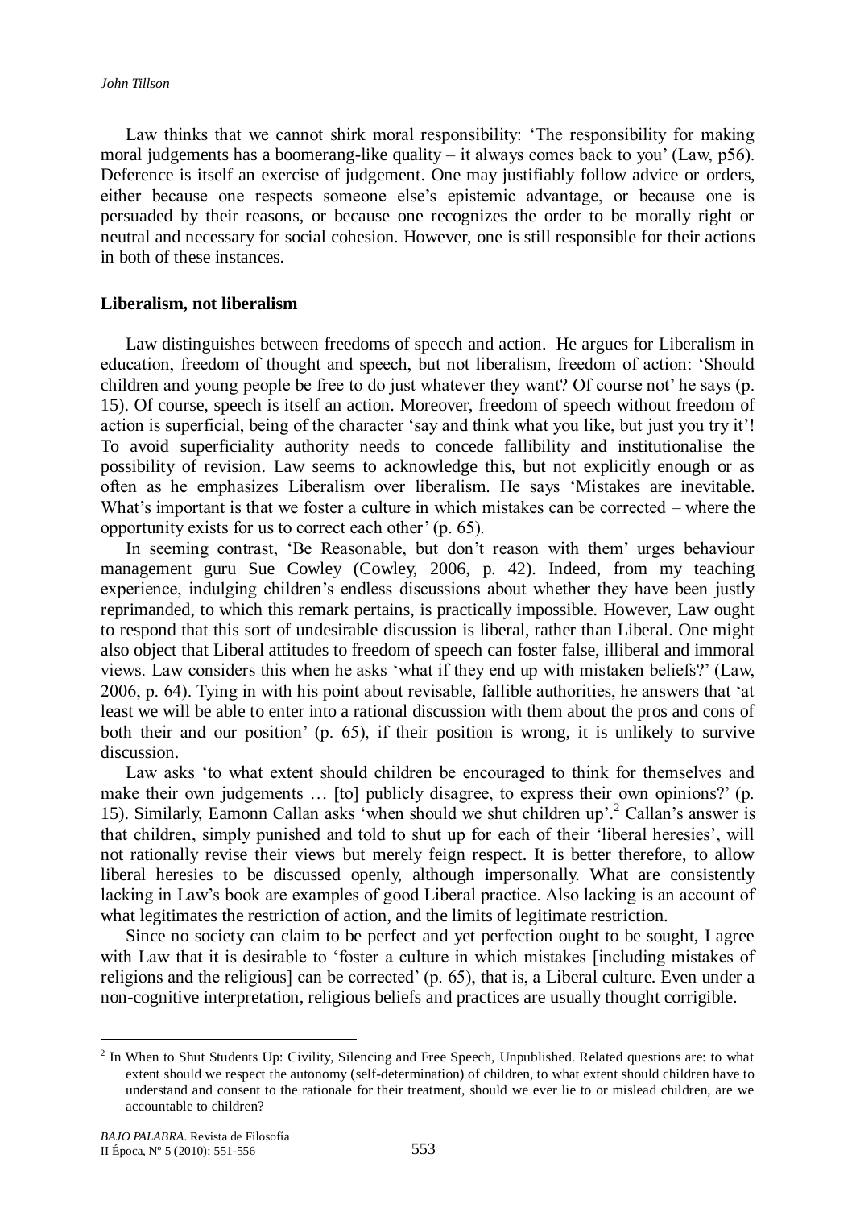Law thinks that we cannot shirk moral responsibility: 'The responsibility for making moral judgements has a boomerang-like quality – it always comes back to you' (Law, p56). Deference is itself an exercise of judgement. One may justifiably follow advice or orders, either because one respects someone else's epistemic advantage, or because one is persuaded by their reasons, or because one recognizes the order to be morally right or neutral and necessary for social cohesion. However, one is still responsible for their actions in both of these instances.

**Liberalism, not liberalism**

Law distinguishes between freedoms of speech and action. He argues for Liberalism in education, freedom of thought and speech, but not liberalism, freedom of action: 'Should children and young people be free to do just whatever they want? Of course not' he says (p. 15). Of course, speech is itself an action. Moreover, freedom of speech without freedom of action is superficial, being of the character 'say and think what you like, but just you try it'! To avoid superficiality authority needs to concede fallibility and institutionalise the possibility of revision. Law seems to acknowledge this, but not explicitly enough or as often as he emphasizes Liberalism over liberalism. He says 'Mistakes are inevitable. What's important is that we foster a culture in which mistakes can be corrected – where the opportunity exists for us to correct each other' (p. 65).

In seeming contrast, 'Be Reasonable, but don't reason with them' urges behaviour management guru Sue Cowley (Cowley, 2006, p. 42). Indeed, from my teaching experience, indulging children's endless discussions about whether they have been justly reprimanded, to which this remark pertains, is practically impossible. However, Law ought to respond that this sort of undesirable discussion is liberal, rather than Liberal. One might also object that Liberal attitudes to freedom of speech can foster false, illiberal and immoral views. Law considers this when he asks 'what if they end up with mistaken beliefs?' (Law, 2006, p. 64). Tying in with his point about revisable, fallible authorities, he answers that 'at least we will be able to enter into a rational discussion with them about the pros and cons of both their and our position' (p. 65), if their position is wrong, it is unlikely to survive discussion.

Law asks 'to what extent should children be encouraged to think for themselves and make their own judgements … [to] publicly disagree, to express their own opinions?' (p. 15). Similarly, Eamonn Callan asks 'when should we shut children up'.[2] Callan's answer is that children, simply punished and told to shut up for each of their 'liberal heresies', will not rationally revise their views but merely feign respect. It is better therefore, to allow liberal heresies to be discussed openly, although impersonally. What are consistently lacking in Law's book are examples of good Liberal practice. Also lacking is an account of what legitimates the restriction of action, and the limits of legitimate restriction.

Since no society can claim to be perfect and yet perfection ought to be sought, I agree with Law that it is desirable to 'foster a culture in which mistakes [including mistakes of religions and the religious] can be corrected' (p. 65), that is, a Liberal culture. Even under a non-cognitive interpretation, religious beliefs and practices are usually thought corrigible.

---

[2] In When to Shut Students Up: Civility, Silencing and Free Speech, Unpublished. Related questions are: to what extent should we respect the autonomy (self-determination) of children, to what extent should children have to understand and consent to the rationale for their treatment, should we ever lie to or mislead children, are we accountable to children?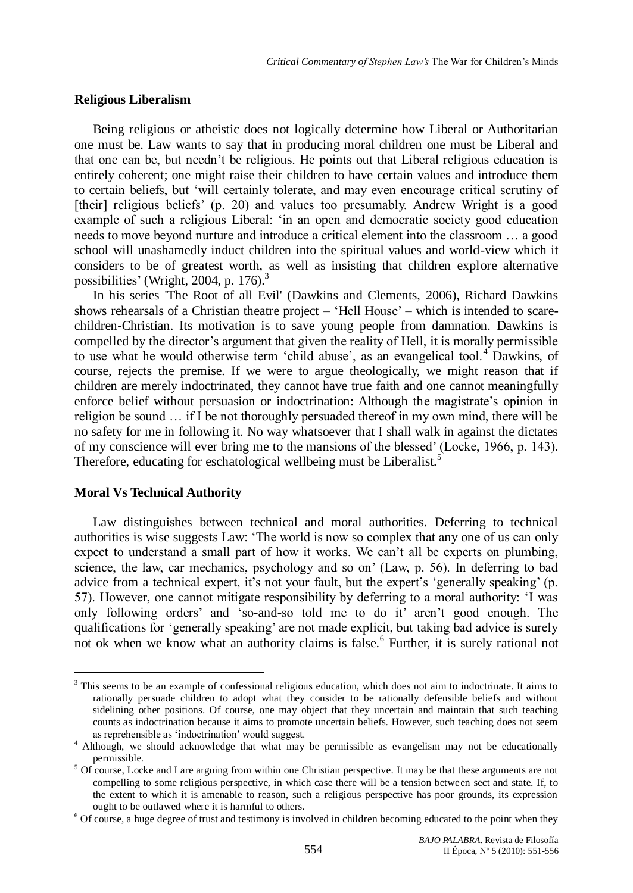## Religious Liberalism

Being religious or atheistic does not logically determine how Liberal or Authoritarian one must be. Law wants to say that in producing moral children one must be Liberal and that one can be, but needn't be religious. He points out that Liberal religious education is entirely coherent; one might raise their children to have certain values and introduce them to certain beliefs, but 'will certainly tolerate, and may even encourage critical scrutiny of [their] religious beliefs' (p. 20) and values too presumably. Andrew Wright is a good example of such a religious Liberal: 'in an open and democratic society good education needs to move beyond nurture and introduce a critical element into the classroom … a good school will unashamedly induct children into the spiritual values and world-view which it considers to be of greatest worth, as well as insisting that children explore alternative possibilities' (Wright, 2004, p. 176).[3]

In his series 'The Root of all Evil' (Dawkins and Clements, 2006), Richard Dawkins shows rehearsals of a Christian theatre project – 'Hell House' – which is intended to scare-children-Christian. Its motivation is to save young people from damnation. Dawkins is compelled by the director's argument that given the reality of Hell, it is morally permissible to use what he would otherwise term 'child abuse', as an evangelical tool.[4] Dawkins, of course, rejects the premise. If we were to argue theologically, we might reason that if children are merely indoctrinated, they cannot have true faith and one cannot meaningfully enforce belief without persuasion or indoctrination: Although the magistrate's opinion in religion be sound … if I be not thoroughly persuaded thereof in my own mind, there will be no safety for me in following it. No way whatsoever that I shall walk in against the dictates of my conscience will ever bring me to the mansions of the blessed' (Locke, 1966, p. 143). Therefore, educating for eschatological wellbeing must be Liberalist.[5]

## Moral Vs Technical Authority

Law distinguishes between technical and moral authorities. Deferring to technical authorities is wise suggests Law: 'The world is now so complex that any one of us can only expect to understand a small part of how it works. We can't all be experts on plumbing, science, the law, car mechanics, psychology and so on' (Law, p. 56). In deferring to bad advice from a technical expert, it's not your fault, but the expert's 'generally speaking' (p. 57). However, one cannot mitigate responsibility by deferring to a moral authority: 'I was only following orders' and 'so-and-so told me to do it' aren't good enough. The qualifications for 'generally speaking' are not made explicit, but taking bad advice is surely not ok when we know what an authority claims is false.[6] Further, it is surely rational not

---

[3] This seems to be an example of confessional religious education, which does not aim to indoctrinate. It aims to rationally persuade children to adopt what they consider to be rationally defensible beliefs and without sidelining other positions. Of course, one may object that they uncertain and maintain that such teaching counts as indoctrination because it aims to promote uncertain beliefs. However, such teaching does not seem as reprehensible as 'indoctrination' would suggest.

[4] Although, we should acknowledge that what may be permissible as evangelism may not be educationally permissible.

[5] Of course, Locke and I are arguing from within one Christian perspective. It may be that these arguments are not compelling to some religious perspective, in which case there will be a tension between sect and state. If, to the extent to which it is amenable to reason, such a religious perspective has poor grounds, its expression ought to be outlawed where it is harmful to others.

[6] Of course, a huge degree of trust and testimony is involved in children becoming educated to the point when they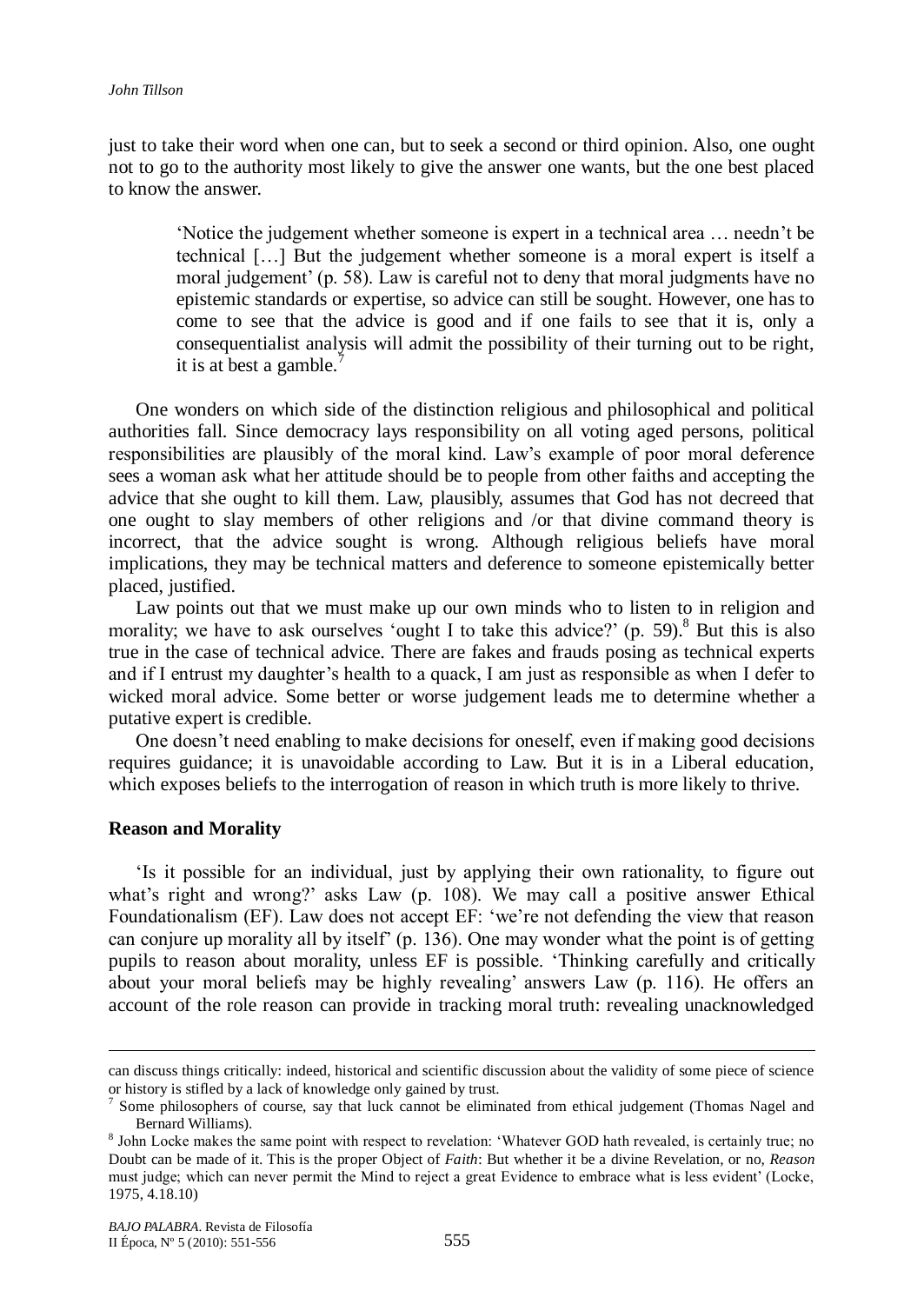just to take their word when one can, but to seek a second or third opinion. Also, one ought not to go to the authority most likely to give the answer one wants, but the one best placed to know the answer.

> 'Notice the judgement whether someone is expert in a technical area … needn't be technical […] But the judgement whether someone is a moral expert is itself a moral judgement' (p. 58). Law is careful not to deny that moral judgments have no epistemic standards or expertise, so advice can still be sought. However, one has to come to see that the advice is good and if one fails to see that it is, only a consequentialist analysis will admit the possibility of their turning out to be right, it is at best a gamble.[7]

One wonders on which side of the distinction religious and philosophical and political authorities fall. Since democracy lays responsibility on all voting aged persons, political responsibilities are plausibly of the moral kind. Law's example of poor moral deference sees a woman ask what her attitude should be to people from other faiths and accepting the advice that she ought to kill them. Law, plausibly, assumes that God has not decreed that one ought to slay members of other religions and /or that divine command theory is incorrect, that the advice sought is wrong. Although religious beliefs have moral implications, they may be technical matters and deference to someone epistemically better placed, justified.

Law points out that we must make up our own minds who to listen to in religion and morality; we have to ask ourselves 'ought I to take this advice?' (p. 59).[8] But this is also true in the case of technical advice. There are fakes and frauds posing as technical experts and if I entrust my daughter's health to a quack, I am just as responsible as when I defer to wicked moral advice. Some better or worse judgement leads me to determine whether a putative expert is credible.

One doesn't need enabling to make decisions for oneself, even if making good decisions requires guidance; it is unavoidable according to Law. But it is in a Liberal education, which exposes beliefs to the interrogation of reason in which truth is more likely to thrive.

## Reason and Morality

'Is it possible for an individual, just by applying their own rationality, to figure out what's right and wrong?' asks Law (p. 108). We may call a positive answer Ethical Foundationalism (EF). Law does not accept EF: 'we're not defending the view that reason can conjure up morality all by itself' (p. 136). One may wonder what the point is of getting pupils to reason about morality, unless EF is possible. 'Thinking carefully and critically about your moral beliefs may be highly revealing' answers Law (p. 116). He offers an account of the role reason can provide in tracking moral truth: revealing unacknowledged

---

can discuss things critically: indeed, historical and scientific discussion about the validity of some piece of science or history is stifled by a lack of knowledge only gained by trust.

[7] Some philosophers of course, say that luck cannot be eliminated from ethical judgement (Thomas Nagel and Bernard Williams).

[8] John Locke makes the same point with respect to revelation: 'Whatever GOD hath revealed, is certainly true; no Doubt can be made of it. This is the proper Object of *Faith*: But whether it be a divine Revelation, or no, *Reason* must judge; which can never permit the Mind to reject a great Evidence to embrace what is less evident' (Locke, 1975, 4.18.10)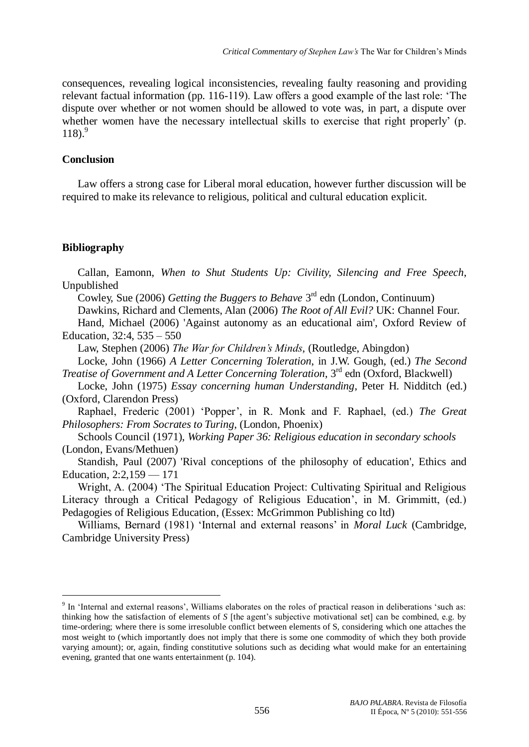consequences, revealing logical inconsistencies, revealing faulty reasoning and providing relevant factual information (pp. 116-119). Law offers a good example of the last role: 'The dispute over whether or not women should be allowed to vote was, in part, a dispute over whether women have the necessary intellectual skills to exercise that right properly' (p. 118).[9]

## Conclusion

Law offers a strong case for Liberal moral education, however further discussion will be required to make its relevance to religious, political and cultural education explicit.

## Bibliography

Callan, Eamonn, *When to Shut Students Up: Civility, Silencing and Free Speech*, Unpublished

Cowley, Sue (2006) *Getting the Buggers to Behave* 3rd edn (London, Continuum)

Dawkins, Richard and Clements, Alan (2006) *The Root of All Evil?* UK: Channel Four.

Hand, Michael (2006) 'Against autonomy as an educational aim', Oxford Review of Education, 32:4, 535 – 550

Law, Stephen (2006) *The War for Children's Minds*, (Routledge, Abingdon)

Locke, John (1966) *A Letter Concerning Toleration*, in J.W. Gough, (ed.) *The Second Treatise of Government and A Letter Concerning Toleration*, 3rd edn (Oxford, Blackwell)

Locke, John (1975) *Essay concerning human Understanding*, Peter H. Nidditch (ed.) (Oxford, Clarendon Press)

Raphael, Frederic (2001) 'Popper', in R. Monk and F. Raphael, (ed.) *The Great Philosophers: From Socrates to Turing*, (London, Phoenix)

Schools Council (1971), *Working Paper 36: Religious education in secondary schools* (London, Evans/Methuen)

Standish, Paul (2007) 'Rival conceptions of the philosophy of education', Ethics and Education, 2:2,159 — 171

Wright, A. (2004) 'The Spiritual Education Project: Cultivating Spiritual and Religious Literacy through a Critical Pedagogy of Religious Education', in M. Grimmitt, (ed.) Pedagogies of Religious Education, (Essex: McGrimmon Publishing co ltd)

Williams, Bernard (1981) 'Internal and external reasons' in *Moral Luck* (Cambridge, Cambridge University Press)

---

[9] In 'Internal and external reasons', Williams elaborates on the roles of practical reason in deliberations 'such as: thinking how the satisfaction of elements of *S* [the agent's subjective motivational set] can be combined, e.g. by time-ordering; where there is some irresoluble conflict between elements of S, considering which one attaches the most weight to (which importantly does not imply that there is some one commodity of which they both provide varying amount); or, again, finding constitutive solutions such as deciding what would make for an entertaining evening, granted that one wants entertainment (p. 104).